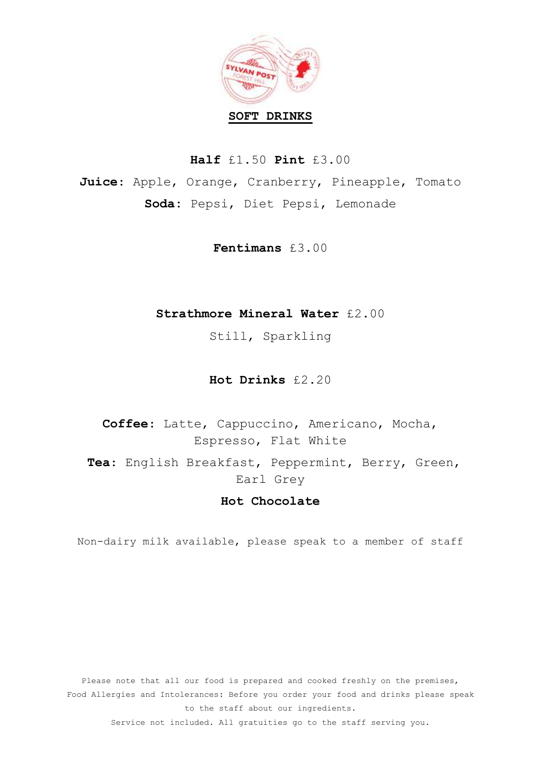# SOFT DRINKS

**Half** £1.50 **Pint** £3.00

**Juice:** Apple, Orange, Cranberry, Pineapple, Tomato

**Soda:** Pepsi, Diet Pepsi, Lemonade

**Fentimans** £3.00

**Strathmore Mineral Water** £2.00

Still, Sparkling

**Hot Drinks** £2.20

**Coffee**: Latte, Cappuccino, Americano, Mocha, Espresso, Flat White

**Tea**: English Breakfast, Peppermint, Berry, Green, Earl Grey

**Hot Chocolate**

Non-dairy milk available, please speak to a member of staff

Please note that all our food is prepared and cooked freshly on the premises,
Food Allergies and Intolerances: Before you order your food and drinks please speak to the staff about our ingredients.
Service not included. All gratuities go to the staff serving you.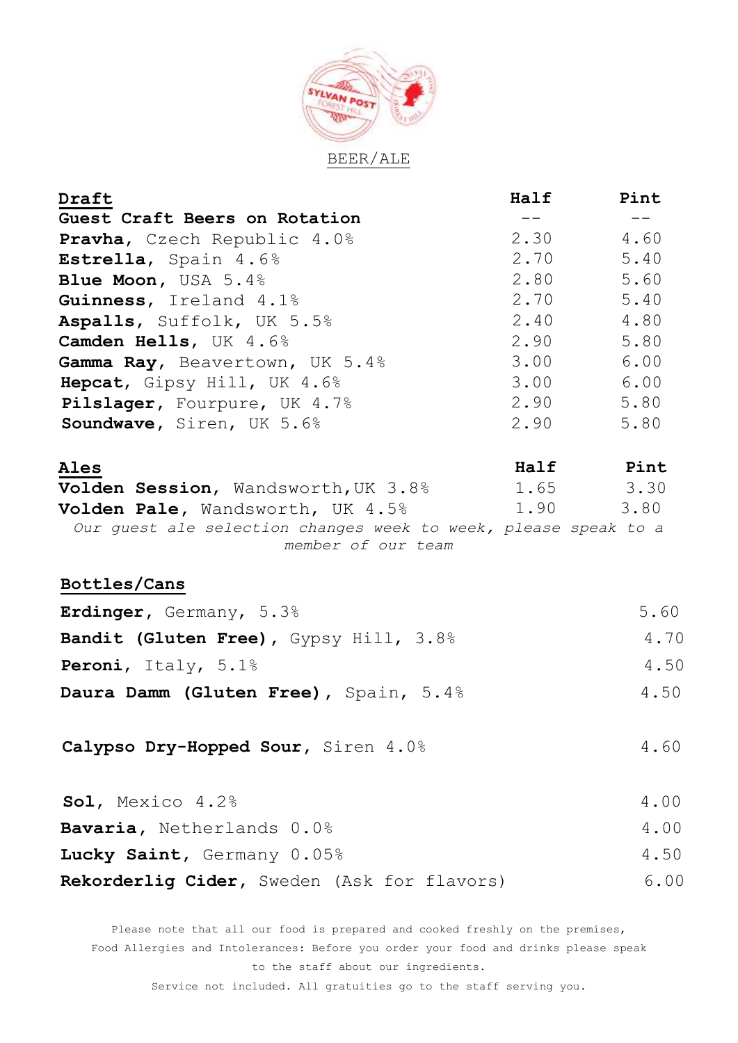## BEER/ALE

| **Draft** | **Half** | **Pint** |
|---|---|---|
| **Guest Craft Beers on Rotation** | -- | -- |
| **Pravha**, Czech Republic 4.0% | 2.30 | 4.60 |
| **Estrella**, Spain 4.6% | 2.70 | 5.40 |
| **Blue Moon**, USA 5.4% | 2.80 | 5.60 |
| **Guinness**, Ireland 4.1% | 2.70 | 5.40 |
| **Aspalls**, Suffolk, UK 5.5% | 2.40 | 4.80 |
| **Camden Hells**, UK 4.6% | 2.90 | 5.80 |
| **Gamma Ray**, Beavertown, UK 5.4% | 3.00 | 6.00 |
| **Hepcat**, Gipsy Hill, UK 4.6% | 3.00 | 6.00 |
| **Pilslager**, Fourpure, UK 4.7% | 2.90 | 5.80 |
| **Soundwave**, Siren, UK 5.6% | 2.90 | 5.80 |

| **Ales** | **Half** | **Pint** |
|---|---|---|
| **Volden Session**, Wandsworth,UK 3.8% | 1.65 | 3.30 |
| **Volden Pale**, Wandsworth, UK 4.5% | 1.90 | 3.80 |

*Our guest ale selection changes week to week, please speak to a member of our team*

| **Bottles/Cans** | |
|---|---|
| **Erdinger**, Germany, 5.3% | 5.60 |
| **Bandit (Gluten Free)**, Gypsy Hill, 3.8% | 4.70 |
| **Peroni**, Italy, 5.1% | 4.50 |
| **Daura Damm (Gluten Free)**, Spain, 5.4% | 4.50 |
| **Calypso Dry-Hopped Sour**, Siren 4.0% | 4.60 |
| **Sol**, Mexico 4.2% | 4.00 |
| **Bavaria**, Netherlands 0.0% | 4.00 |
| **Lucky Saint**, Germany 0.05% | 4.50 |
| **Rekorderlig Cider**, Sweden (Ask for flavors) | 6.00 |

Please note that all our food is prepared and cooked freshly on the premises,
Food Allergies and Intolerances: Before you order your food and drinks please speak to the staff about our ingredients.
Service not included. All gratuities go to the staff serving you.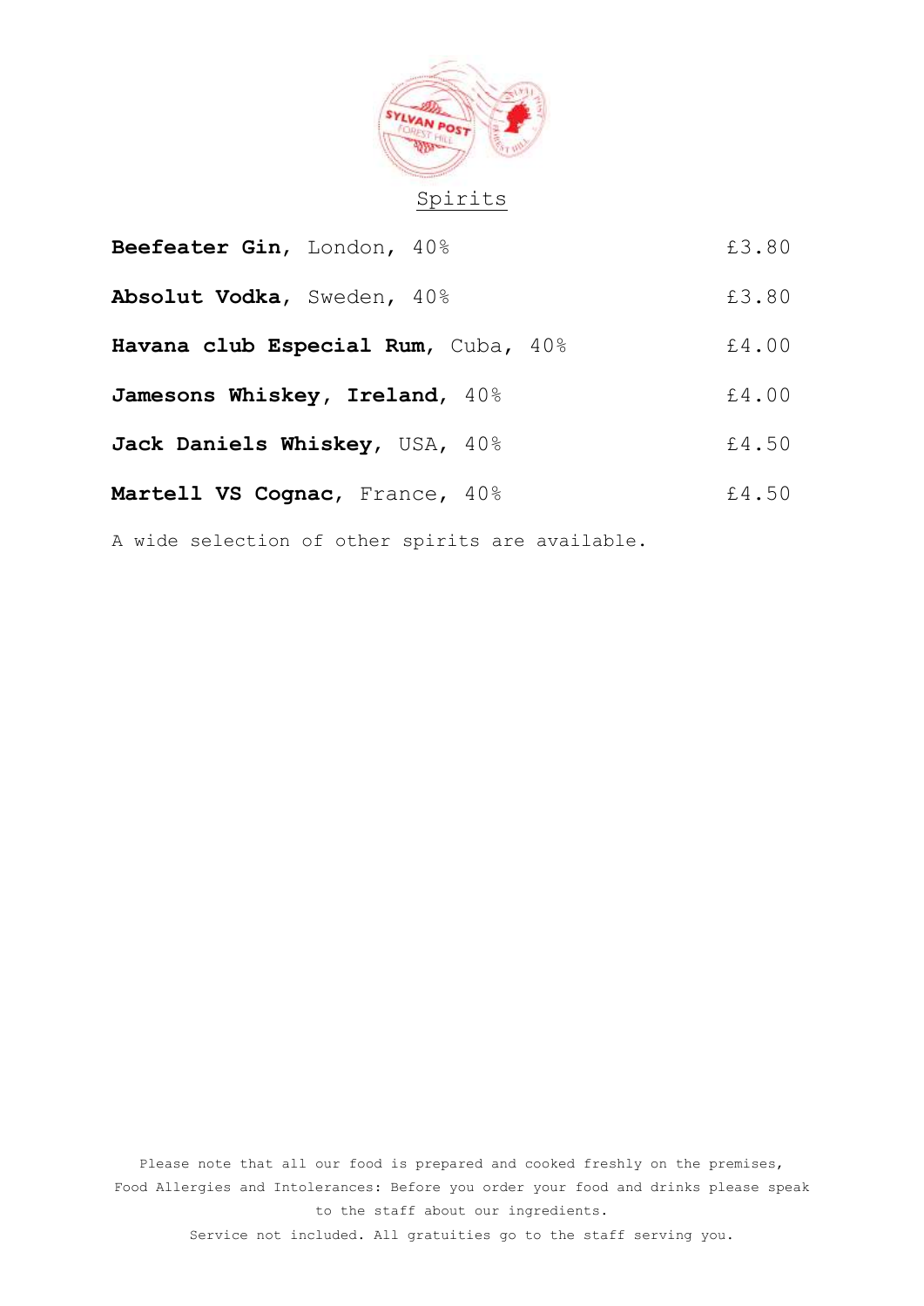## Spirits

| | |
|---|---|
| **Beefeater Gin**, London, 40% | £3.80 |
| **Absolut Vodka**, Sweden, 40% | £3.80 |
| **Havana club Especial Rum**, Cuba, 40% | £4.00 |
| **Jamesons Whiskey, Ireland**, 40% | £4.00 |
| **Jack Daniels Whiskey**, USA, 40% | £4.50 |
| **Martell VS Cognac**, France, 40% | £4.50 |

A wide selection of other spirits are available.

Please note that all our food is prepared and cooked freshly on the premises,
Food Allergies and Intolerances: Before you order your food and drinks please speak to the staff about our ingredients.
Service not included. All gratuities go to the staff serving you.